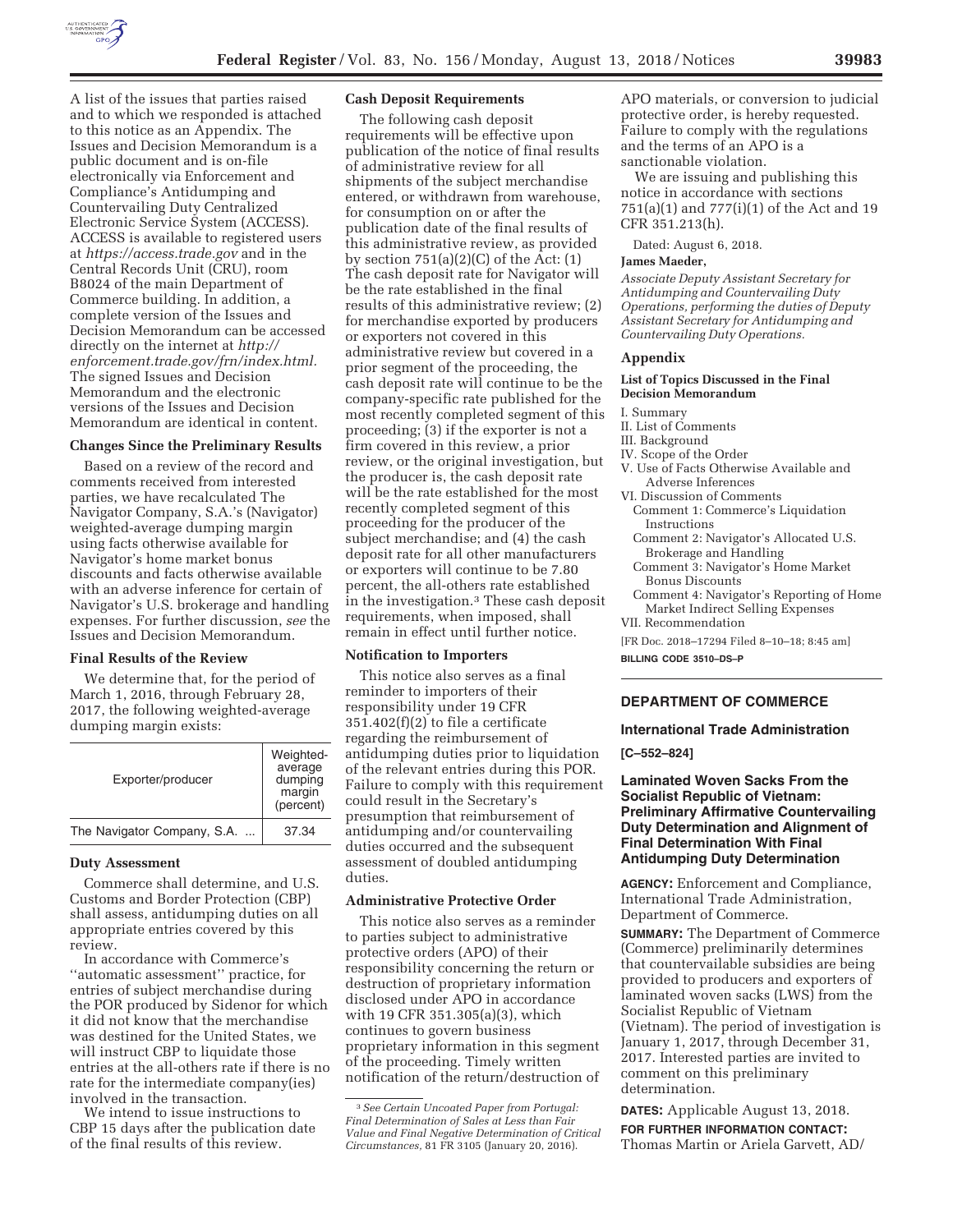A list of the issues that parties raised and to which we responded is attached to this notice as an Appendix. The Issues and Decision Memorandum is a public document and is on-file electronically via Enforcement and Compliance's Antidumping and Countervailing Duty Centralized Electronic Service System (ACCESS). ACCESS is available to registered users at *https://access.trade.gov* and in the Central Records Unit (CRU), room B8024 of the main Department of Commerce building. In addition, a complete version of the Issues and Decision Memorandum can be accessed directly on the internet at *http://enforcement.trade.gov/frn/index.html.* The signed Issues and Decision Memorandum and the electronic versions of the Issues and Decision Memorandum are identical in content.

**Changes Since the Preliminary Results**

Based on a review of the record and comments received from interested parties, we have recalculated The Navigator Company, S.A.'s (Navigator) weighted-average dumping margin using facts otherwise available for Navigator's home market bonus discounts and facts otherwise available with an adverse inference for certain of Navigator's U.S. brokerage and handling expenses. For further discussion, *see* the Issues and Decision Memorandum.

**Final Results of the Review**

We determine that, for the period of March 1, 2016, through February 28, 2017, the following weighted-average dumping margin exists:

| Exporter/producer | Weighted-average dumping margin (percent) |
| --- | --- |
| The Navigator Company, S.A. ... | 37.34 |

**Duty Assessment**

Commerce shall determine, and U.S. Customs and Border Protection (CBP) shall assess, antidumping duties on all appropriate entries covered by this review.

In accordance with Commerce's ''automatic assessment'' practice, for entries of subject merchandise during the POR produced by Sidenor for which it did not know that the merchandise was destined for the United States, we will instruct CBP to liquidate those entries at the all-others rate if there is no rate for the intermediate company(ies) involved in the transaction.

We intend to issue instructions to CBP 15 days after the publication date of the final results of this review.

**Cash Deposit Requirements**

The following cash deposit requirements will be effective upon publication of the notice of final results of administrative review for all shipments of the subject merchandise entered, or withdrawn from warehouse, for consumption on or after the publication date of the final results of this administrative review, as provided by section 751(a)(2)(C) of the Act: (1) The cash deposit rate for Navigator will be the rate established in the final results of this administrative review; (2) for merchandise exported by producers or exporters not covered in this administrative review but covered in a prior segment of the proceeding, the cash deposit rate will continue to be the company-specific rate published for the most recently completed segment of this proceeding; (3) if the exporter is not a firm covered in this review, a prior review, or the original investigation, but the producer is, the cash deposit rate will be the rate established for the most recently completed segment of this proceeding for the producer of the subject merchandise; and (4) the cash deposit rate for all other manufacturers or exporters will continue to be 7.80 percent, the all-others rate established in the investigation.[3] These cash deposit requirements, when imposed, shall remain in effect until further notice.

**Notification to Importers**

This notice also serves as a final reminder to importers of their responsibility under 19 CFR 351.402(f)(2) to file a certificate regarding the reimbursement of antidumping duties prior to liquidation of the relevant entries during this POR. Failure to comply with this requirement could result in the Secretary's presumption that reimbursement of antidumping and/or countervailing duties occurred and the subsequent assessment of doubled antidumping duties.

**Administrative Protective Order**

This notice also serves as a reminder to parties subject to administrative protective orders (APO) of their responsibility concerning the return or destruction of proprietary information disclosed under APO in accordance with 19 CFR 351.305(a)(3), which continues to govern business proprietary information in this segment of the proceeding. Timely written notification of the return/destruction of APO materials, or conversion to judicial protective order, is hereby requested. Failure to comply with the regulations and the terms of an APO is a sanctionable violation.

We are issuing and publishing this notice in accordance with sections 751(a)(1) and 777(i)(1) of the Act and 19 CFR 351.213(h).

Dated: August 6, 2018.

**James Maeder,**

*Associate Deputy Assistant Secretary for Antidumping and Countervailing Duty Operations, performing the duties of Deputy Assistant Secretary for Antidumping and Countervailing Duty Operations.*

[3] *See Certain Uncoated Paper from Portugal: Final Determination of Sales at Less than Fair Value and Final Negative Determination of Critical Circumstances,* 81 FR 3105 (January 20, 2016).

**Appendix**

**List of Topics Discussed in the Final Decision Memorandum**

I. Summary
II. List of Comments
III. Background
IV. Scope of the Order
V. Use of Facts Otherwise Available and Adverse Inferences
VI. Discussion of Comments
  Comment 1: Commerce's Liquidation Instructions
  Comment 2: Navigator's Allocated U.S. Brokerage and Handling
  Comment 3: Navigator's Home Market Bonus Discounts
  Comment 4: Navigator's Reporting of Home Market Indirect Selling Expenses
VII. Recommendation

[FR Doc. 2018–17294 Filed 8–10–18; 8:45 am]

**BILLING CODE 3510–DS–P**

---

## DEPARTMENT OF COMMERCE

### International Trade Administration

**[C–552–824]**

### Laminated Woven Sacks From the Socialist Republic of Vietnam: Preliminary Affirmative Countervailing Duty Determination and Alignment of Final Determination With Final Antidumping Duty Determination

**AGENCY:** Enforcement and Compliance, International Trade Administration, Department of Commerce.

**SUMMARY:** The Department of Commerce (Commerce) preliminarily determines that countervailable subsidies are being provided to producers and exporters of laminated woven sacks (LWS) from the Socialist Republic of Vietnam (Vietnam). The period of investigation is January 1, 2017, through December 31, 2017. Interested parties are invited to comment on this preliminary determination.

**DATES:** Applicable August 13, 2018.

**FOR FURTHER INFORMATION CONTACT:** Thomas Martin or Ariela Garvett, AD/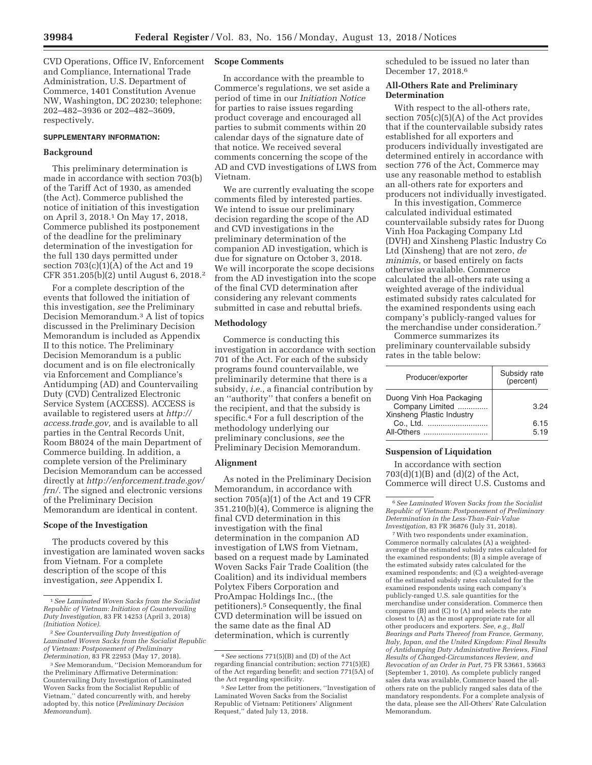CVD Operations, Office IV, Enforcement and Compliance, International Trade Administration, U.S. Department of Commerce, 1401 Constitution Avenue NW, Washington, DC 20230; telephone: 202–482–3936 or 202–482–3609, respectively.

**SUPPLEMENTARY INFORMATION:**

## Background

This preliminary determination is made in accordance with section 703(b) of the Tariff Act of 1930, as amended (the Act). Commerce published the notice of initiation of this investigation on April 3, 2018.[1] On May 17, 2018, Commerce published its postponement of the deadline for the preliminary determination of the investigation for the full 130 days permitted under section 703(c)(1)(A) of the Act and 19 CFR 351.205(b)(2) until August 6, 2018.[2]

For a complete description of the events that followed the initiation of this investigation, *see* the Preliminary Decision Memorandum.[3] A list of topics discussed in the Preliminary Decision Memorandum is included as Appendix II to this notice. The Preliminary Decision Memorandum is a public document and is on file electronically via Enforcement and Compliance's Antidumping (AD) and Countervailing Duty (CVD) Centralized Electronic Service System (ACCESS). ACCESS is available to registered users at *http://access.trade.gov,* and is available to all parties in the Central Records Unit, Room B8024 of the main Department of Commerce building. In addition, a complete version of the Preliminary Decision Memorandum can be accessed directly at *http://enforcement.trade.gov/frn/.* The signed and electronic versions of the Preliminary Decision Memorandum are identical in content.

## Scope of the Investigation

The products covered by this investigation are laminated woven sacks from Vietnam. For a complete description of the scope of this investigation, *see* Appendix I.

## Scope Comments

In accordance with the preamble to Commerce's regulations, we set aside a period of time in our *Initiation Notice* for parties to raise issues regarding product coverage and encouraged all parties to submit comments within 20 calendar days of the signature date of that notice. We received several comments concerning the scope of the AD and CVD investigations of LWS from Vietnam.

We are currently evaluating the scope comments filed by interested parties. We intend to issue our preliminary decision regarding the scope of the AD and CVD investigations in the preliminary determination of the companion AD investigation, which is due for signature on October 3, 2018. We will incorporate the scope decisions from the AD investigation into the scope of the final CVD determination after considering any relevant comments submitted in case and rebuttal briefs.

## Methodology

Commerce is conducting this investigation in accordance with section 701 of the Act. For each of the subsidy programs found countervailable, we preliminarily determine that there is a subsidy, *i.e.,* a financial contribution by an ''authority'' that confers a benefit on the recipient, and that the subsidy is specific.[4] For a full description of the methodology underlying our preliminary conclusions, *see* the Preliminary Decision Memorandum.

## Alignment

As noted in the Preliminary Decision Memorandum, in accordance with section 705(a)(1) of the Act and 19 CFR 351.210(b)(4), Commerce is aligning the final CVD determination in this investigation with the final determination in the companion AD investigation of LWS from Vietnam, based on a request made by Laminated Woven Sacks Fair Trade Coalition (the Coalition) and its individual members Polytex Fibers Corporation and ProAmpac Holdings Inc., (the petitioners).[5] Consequently, the final CVD determination will be issued on the same date as the final AD determination, which is currently scheduled to be issued no later than December 17, 2018.[6]

## All-Others Rate and Preliminary Determination

With respect to the all-others rate, section 705(c)(5)(A) of the Act provides that if the countervailable subsidy rates established for all exporters and producers individually investigated are determined entirely in accordance with section 776 of the Act, Commerce may use any reasonable method to establish an all-others rate for exporters and producers not individually investigated.

In this investigation, Commerce calculated individual estimated countervailable subsidy rates for Duong Vinh Hoa Packaging Company Ltd (DVH) and Xinsheng Plastic Industry Co Ltd (Xinsheng) that are not zero, *de minimis,* or based entirely on facts otherwise available. Commerce calculated the all-others rate using a weighted average of the individual estimated subsidy rates calculated for the examined respondents using each company's publicly-ranged values for the merchandise under consideration.[7]

Commerce summarizes its preliminary countervailable subsidy rates in the table below:

| Producer/exporter | Subsidy rate (percent) |
|---|---|
| Duong Vinh Hoa Packaging Company Limited | 3.24 |
| Xinsheng Plastic Industry Co., Ltd. | 6.15 |
| All-Others | 5.19 |

## Suspension of Liquidation

In accordance with section 703(d)(1)(B) and (d)(2) of the Act, Commerce will direct U.S. Customs and

---

[1] *See Laminated Woven Sacks from the Socialist Republic of Vietnam: Initiation of Countervailing Duty Investigation,* 83 FR 14253 (April 3, 2018) *(Initiation Notice).*

[2] *See Countervailing Duty Investigation of Laminated Woven Sacks from the Socialist Republic of Vietnam: Postponement of Preliminary Determination,* 83 FR 22953 (May 17, 2018).

[3] *See* Memorandum, ''Decision Memorandum for the Preliminary Affirmative Determination: Countervailing Duty Investigation of Laminated Woven Sacks from the Socialist Republic of Vietnam,'' dated concurrently with, and hereby adopted by, this notice (*Preliminary Decision Memorandum*).

[4] *See* sections 771(5)(B) and (D) of the Act regarding financial contribution; section 771(5)(E) of the Act regarding benefit; and section 771(5A) of the Act regarding specificity.

[5] *See* Letter from the petitioners, ''Investigation of Laminated Woven Sacks from the Socialist Republic of Vietnam: Petitioners' Alignment Request,'' dated July 13, 2018.

[6] *See Laminated Woven Sacks from the Socialist Republic of Vietnam: Postponement of Preliminary Determination in the Less-Than-Fair-Value Investigation,* 83 FR 36876 (July 31, 2018).

[7] With two respondents under examination, Commerce normally calculates (A) a weighted-average of the estimated subsidy rates calculated for the examined respondents; (B) a simple average of the estimated subsidy rates calculated for the examined respondents; and (C) a weighted-average of the estimated subsidy rates calculated for the examined respondents using each company's publicly-ranged U.S. sale quantities for the merchandise under consideration. Commerce then compares (B) and (C) to (A) and selects the rate closest to (A) as the most appropriate rate for all other producers and exporters. *See, e.g., Ball Bearings and Parts Thereof from France, Germany, Italy, Japan, and the United Kingdom: Final Results of Antidumping Duty Administrative Reviews, Final Results of Changed-Circumstances Review, and Revocation of an Order in Part,* 75 FR 53661, 53663 (September 1, 2010). As complete publicly ranged sales data was available, Commerce based the all-others rate on the publicly ranged sales data of the mandatory respondents. For a complete analysis of the data, please see the All-Others' Rate Calculation Memorandum.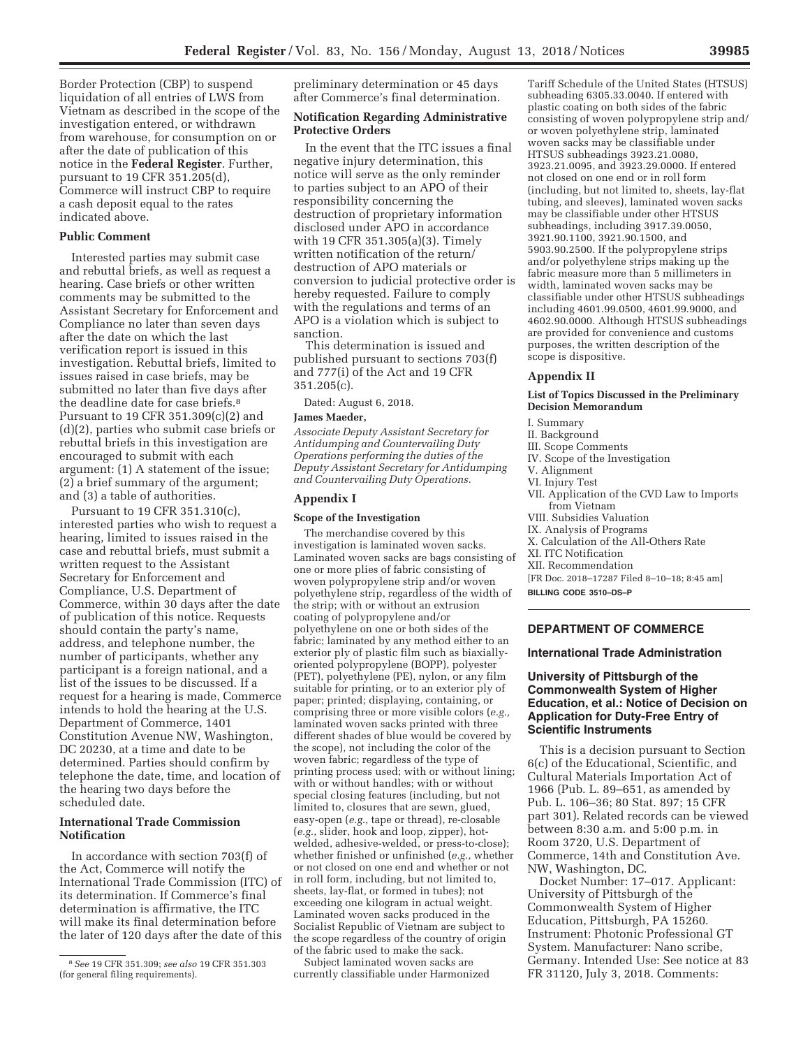Border Protection (CBP) to suspend liquidation of all entries of LWS from Vietnam as described in the scope of the investigation entered, or withdrawn from warehouse, for consumption on or after the date of publication of this notice in the **Federal Register**. Further, pursuant to 19 CFR 351.205(d), Commerce will instruct CBP to require a cash deposit equal to the rates indicated above.

## Public Comment

Interested parties may submit case and rebuttal briefs, as well as request a hearing. Case briefs or other written comments may be submitted to the Assistant Secretary for Enforcement and Compliance no later than seven days after the date on which the last verification report is issued in this investigation. Rebuttal briefs, limited to issues raised in case briefs, may be submitted no later than five days after the deadline date for case briefs.[8] Pursuant to 19 CFR 351.309(c)(2) and (d)(2), parties who submit case briefs or rebuttal briefs in this investigation are encouraged to submit with each argument: (1) A statement of the issue; (2) a brief summary of the argument; and (3) a table of authorities.

Pursuant to 19 CFR 351.310(c), interested parties who wish to request a hearing, limited to issues raised in the case and rebuttal briefs, must submit a written request to the Assistant Secretary for Enforcement and Compliance, U.S. Department of Commerce, within 30 days after the date of publication of this notice. Requests should contain the party's name, address, and telephone number, the number of participants, whether any participant is a foreign national, and a list of the issues to be discussed. If a request for a hearing is made, Commerce intends to hold the hearing at the U.S. Department of Commerce, 1401 Constitution Avenue NW, Washington, DC 20230, at a time and date to be determined. Parties should confirm by telephone the date, time, and location of the hearing two days before the scheduled date.

## International Trade Commission Notification

In accordance with section 703(f) of the Act, Commerce will notify the International Trade Commission (ITC) of its determination. If Commerce's final determination is affirmative, the ITC will make its final determination before the later of 120 days after the date of this preliminary determination or 45 days after Commerce's final determination.

## Notification Regarding Administrative Protective Orders

In the event that the ITC issues a final negative injury determination, this notice will serve as the only reminder to parties subject to an APO of their responsibility concerning the destruction of proprietary information disclosed under APO in accordance with 19 CFR 351.305(a)(3). Timely written notification of the return/destruction of APO materials or conversion to judicial protective order is hereby requested. Failure to comply with the regulations and terms of an APO is a violation which is subject to sanction.

This determination is issued and published pursuant to sections 703(f) and 777(i) of the Act and 19 CFR 351.205(c).

Dated: August 6, 2018.

**James Maeder,**

*Associate Deputy Assistant Secretary for Antidumping and Countervailing Duty Operations performing the duties of the Deputy Assistant Secretary for Antidumping and Countervailing Duty Operations.*

## Appendix I

### Scope of the Investigation

The merchandise covered by this investigation is laminated woven sacks. Laminated woven sacks are bags consisting of one or more plies of fabric consisting of woven polypropylene strip and/or woven polyethylene strip, regardless of the width of the strip; with or without an extrusion coating of polypropylene and/or polyethylene on one or both sides of the fabric; laminated by any method either to an exterior ply of plastic film such as biaxially-oriented polypropylene (BOPP), polyester (PET), polyethylene (PE), nylon, or any film suitable for printing, or to an exterior ply of paper; printed; displaying, containing, or comprising three or more visible colors (*e.g.,* laminated woven sacks printed with three different shades of blue would be covered by the scope), not including the color of the woven fabric; regardless of the type of printing process used; with or without lining; with or without handles; with or without special closing features (including, but not limited to, closures that are sewn, glued, easy-open (*e.g.,* tape or thread), re-closable (*e.g.,* slider, hook and loop, zipper), hot-welded, adhesive-welded, or press-to-close); whether finished or unfinished (*e.g.,* whether or not closed on one end and whether or not in roll form, including, but not limited to, sheets, lay-flat, or formed in tubes); not exceeding one kilogram in actual weight. Laminated woven sacks produced in the Socialist Republic of Vietnam are subject to the scope regardless of the country of origin of the fabric used to make the sack.

Subject laminated woven sacks are currently classifiable under Harmonized Tariff Schedule of the United States (HTSUS) subheading 6305.33.0040. If entered with plastic coating on both sides of the fabric consisting of woven polypropylene strip and/or woven polyethylene strip, laminated woven sacks may be classifiable under HTSUS subheadings 3923.21.0080, 3923.21.0095, and 3923.29.0000. If entered not closed on one end or in roll form (including, but not limited to, sheets, lay-flat tubing, and sleeves), laminated woven sacks may be classifiable under other HTSUS subheadings, including 3917.39.0050, 3921.90.1100, 3921.90.1500, and 5903.90.2500. If the polypropylene strips and/or polyethylene strips making up the fabric measure more than 5 millimeters in width, laminated woven sacks may be classifiable under other HTSUS subheadings including 4601.99.0500, 4601.99.9000, and 4602.90.0000. Although HTSUS subheadings are provided for convenience and customs purposes, the written description of the scope is dispositive.

## Appendix II

### List of Topics Discussed in the Preliminary Decision Memorandum

I. Summary
II. Background
III. Scope Comments
IV. Scope of the Investigation
V. Alignment
VI. Injury Test
VII. Application of the CVD Law to Imports from Vietnam
VIII. Subsidies Valuation
IX. Analysis of Programs
X. Calculation of the All-Others Rate
XI. ITC Notification
XII. Recommendation

[FR Doc. 2018–17287 Filed 8–10–18; 8:45 am]

**BILLING CODE 3510–DS–P**

---

[8] *See* 19 CFR 351.309; *see also* 19 CFR 351.303 (for general filing requirements).

---

# DEPARTMENT OF COMMERCE

## International Trade Administration

## University of Pittsburgh of the Commonwealth System of Higher Education, et al.: Notice of Decision on Application for Duty-Free Entry of Scientific Instruments

This is a decision pursuant to Section 6(c) of the Educational, Scientific, and Cultural Materials Importation Act of 1966 (Pub. L. 89–651, as amended by Pub. L. 106–36; 80 Stat. 897; 15 CFR part 301). Related records can be viewed between 8:30 a.m. and 5:00 p.m. in Room 3720, U.S. Department of Commerce, 14th and Constitution Ave. NW, Washington, DC.

Docket Number: 17–017. Applicant: University of Pittsburgh of the Commonwealth System of Higher Education, Pittsburgh, PA 15260. Instrument: Photonic Professional GT System. Manufacturer: Nano scribe, Germany. Intended Use: See notice at 83 FR 31120, July 3, 2018. Comments: